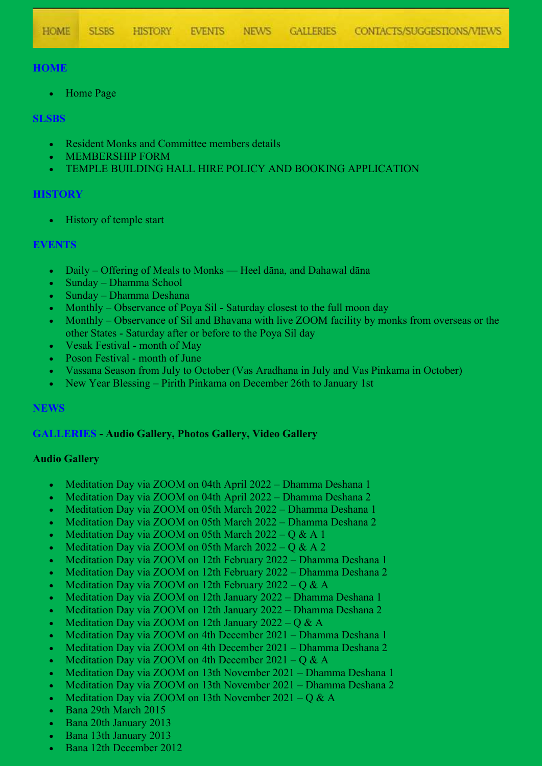HOME SLSBS HISTORY EVENTS NEWS GALLERIES CONTACTS/SUGGESTIONS/VIEWS

## HOME

- Home Page

## SLSBS

- Resident Monks and Committee members details
- MEMBERSHIP FORM
- TEMPLE BUILDING HALL HIRE POLICY AND BOOKING APPLICATION

## HISTORY

- History of temple start

## EVENTS

- Daily – Offering of Meals to Monks — Heel dāna, and Dahawal dāna
- Sunday – Dhamma School
- Sunday – Dhamma Deshana
- Monthly – Observance of Poya Sil - Saturday closest to the full moon day
- Monthly – Observance of Sil and Bhavana with live ZOOM facility by monks from overseas or the other States - Saturday after or before to the Poya Sil day
- Vesak Festival - month of May
- Poson Festival - month of June
- Vassana Season from July to October (Vas Aradhana in July and Vas Pinkama in October)
- New Year Blessing – Pirith Pinkama on December 26th to January 1st

## NEWS

## GALLERIES - Audio Gallery, Photos Gallery, Video Gallery

**Audio Gallery**

- Meditation Day via ZOOM on 04th April 2022 – Dhamma Deshana 1
- Meditation Day via ZOOM on 04th April 2022 – Dhamma Deshana 2
- Meditation Day via ZOOM on 05th March 2022 – Dhamma Deshana 1
- Meditation Day via ZOOM on 05th March 2022 – Dhamma Deshana 2
- Meditation Day via ZOOM on 05th March 2022 – Q & A 1
- Meditation Day via ZOOM on 05th March 2022 – Q & A 2
- Meditation Day via ZOOM on 12th February 2022 – Dhamma Deshana 1
- Meditation Day via ZOOM on 12th February 2022 – Dhamma Deshana 2
- Meditation Day via ZOOM on 12th February 2022 – Q & A
- Meditation Day via ZOOM on 12th January 2022 – Dhamma Deshana 1
- Meditation Day via ZOOM on 12th January 2022 – Dhamma Deshana 2
- Meditation Day via ZOOM on 12th January 2022 – Q & A
- Meditation Day via ZOOM on 4th December 2021 – Dhamma Deshana 1
- Meditation Day via ZOOM on 4th December 2021 – Dhamma Deshana 2
- Meditation Day via ZOOM on 4th December 2021 – Q & A
- Meditation Day via ZOOM on 13th November 2021 – Dhamma Deshana 1
- Meditation Day via ZOOM on 13th November 2021 – Dhamma Deshana 2
- Meditation Day via ZOOM on 13th November 2021 – Q & A
- Bana 29th March 2015
- Bana 20th January 2013
- Bana 13th January 2013
- Bana 12th December 2012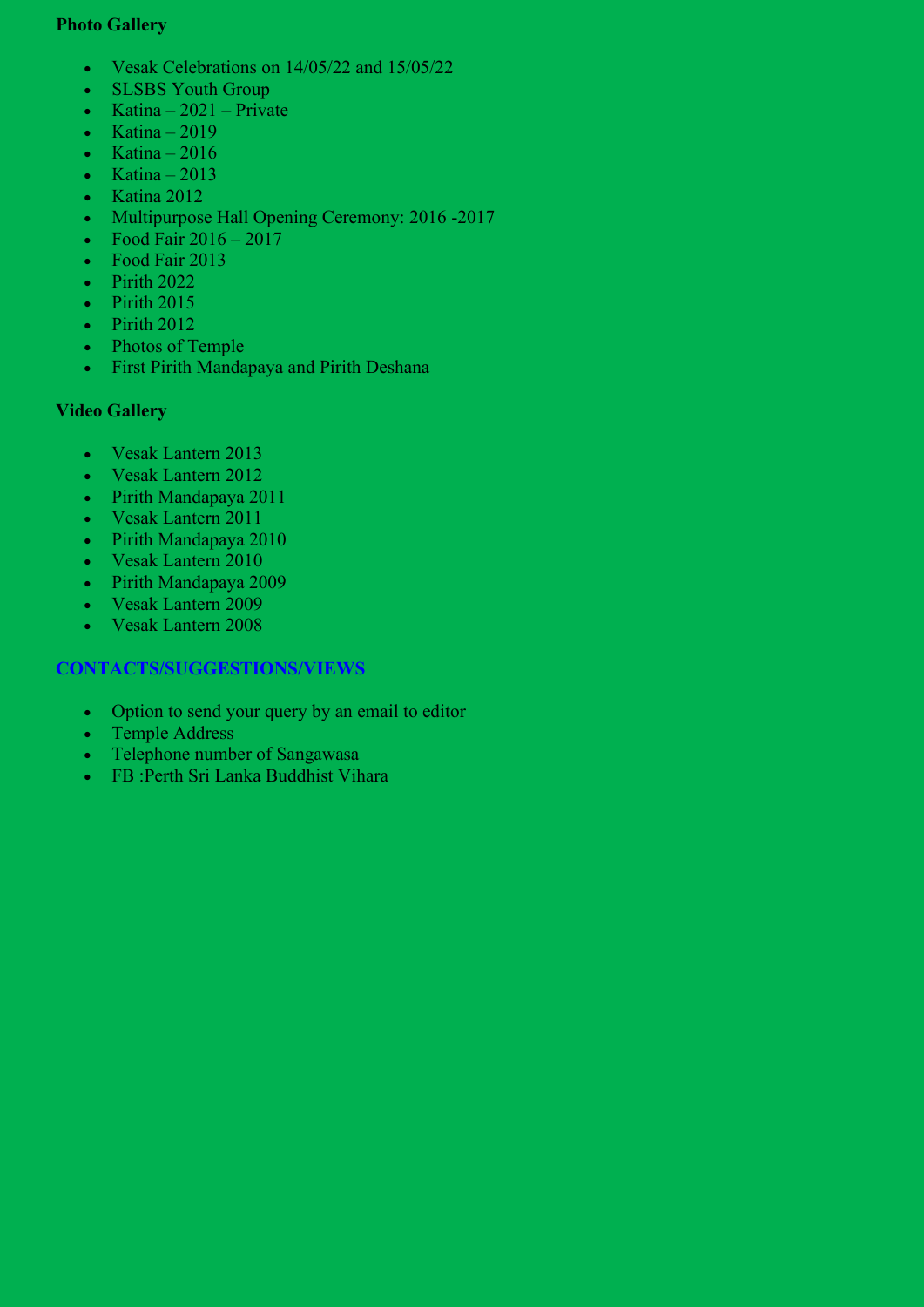**Photo Gallery**

- Vesak Celebrations on 14/05/22 and 15/05/22
- SLSBS Youth Group
- Katina – 2021 – Private
- Katina – 2019
- Katina – 2016
- Katina – 2013
- Katina 2012
- Multipurpose Hall Opening Ceremony: 2016 -2017
- Food Fair 2016 – 2017
- Food Fair 2013
- Pirith 2022
- Pirith 2015
- Pirith 2012
- Photos of Temple
- First Pirith Mandapaya and Pirith Deshana

**Video Gallery**

- Vesak Lantern 2013
- Vesak Lantern 2012
- Pirith Mandapaya 2011
- Vesak Lantern 2011
- Pirith Mandapaya 2010
- Vesak Lantern 2010
- Pirith Mandapaya 2009
- Vesak Lantern 2009
- Vesak Lantern 2008

**CONTACTS/SUGGESTIONS/VIEWS**

- Option to send your query by an email to editor
- Temple Address
- Telephone number of Sangawasa
- FB :Perth Sri Lanka Buddhist Vihara